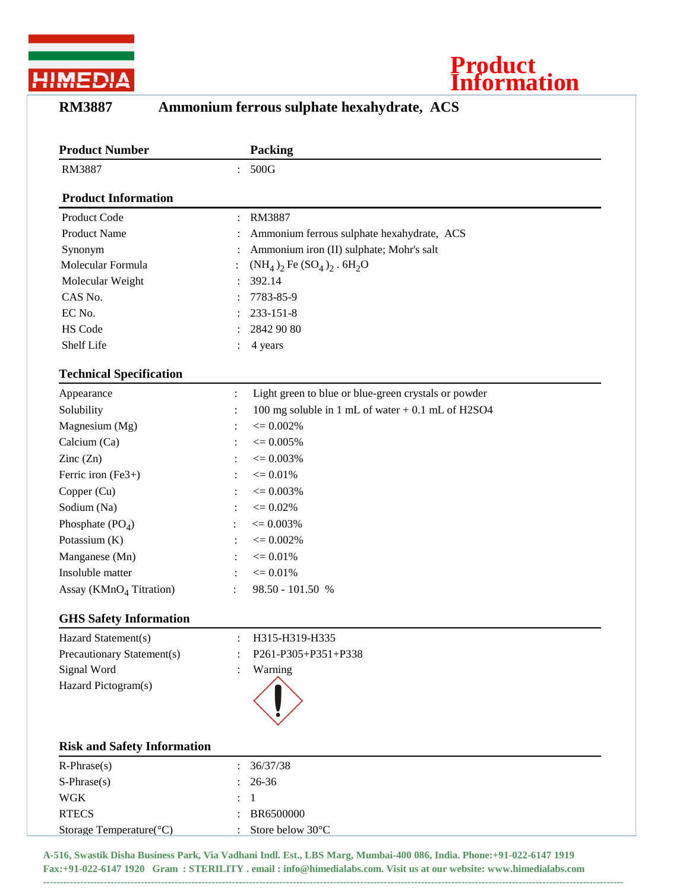# Product Information

## RM3887 Ammonium ferrous sulphate hexahydrate, ACS

| Product Number | | Packing |
|---|---|---|
| RM3887 | : | 500G |

### Product Information

| | | |
|---|---|---|
| Product Code | : | RM3887 |
| Product Name | : | Ammonium ferrous sulphate hexahydrate, ACS |
| Synonym | : | Ammonium iron (II) sulphate; Mohr's salt |
| Molecular Formula | : | $(NH_4)_2 Fe (SO_4)_2 . 6H_2O$ |
| Molecular Weight | : | 392.14 |
| CAS No. | : | 7783-85-9 |
| EC No. | : | 233-151-8 |
| HS Code | : | 2842 90 80 |
| Shelf Life | : | 4 years |

### Technical Specification

| | | |
|---|---|---|
| Appearance | : | Light green to blue or blue-green crystals or powder |
| Solubility | : | 100 mg soluble in 1 mL of water + 0.1 mL of H2SO4 |
| Magnesium (Mg) | : | <= 0.002% |
| Calcium (Ca) | : | <= 0.005% |
| Zinc (Zn) | : | <= 0.003% |
| Ferric iron (Fe3+) | : | <= 0.01% |
| Copper (Cu) | : | <= 0.003% |
| Sodium (Na) | : | <= 0.02% |
| Phosphate ($PO_4$) | : | <= 0.003% |
| Potassium (K) | : | <= 0.002% |
| Manganese (Mn) | : | <= 0.01% |
| Insoluble matter | : | <= 0.01% |
| Assay ($KMnO_4$ Titration) | : | 98.50 - 101.50 % |

### GHS Safety Information

| | | |
|---|---|---|
| Hazard Statement(s) | : | H315-H319-H335 |
| Precautionary Statement(s) | : | P261-P305+P351+P338 |
| Signal Word | : | Warning |
| Hazard Pictogram(s) | | |

### Risk and Safety Information

| | | |
|---|---|---|
| R-Phrase(s) | : | 36/37/38 |
| S-Phrase(s) | : | 26-36 |
| WGK | : | 1 |
| RTECS | : | BR6500000 |
| Storage Temperature(°C) | : | Store below 30°C |

**A-516, Swastik Disha Business Park, Via Vadhani Indl. Est., LBS Marg, Mumbai-400 086, India. Phone:+91-022-6147 1919 Fax:+91-022-6147 1920 Gram : STERILITY . email : info@himedialabs.com. Visit us at our website: www.himedialabs.com**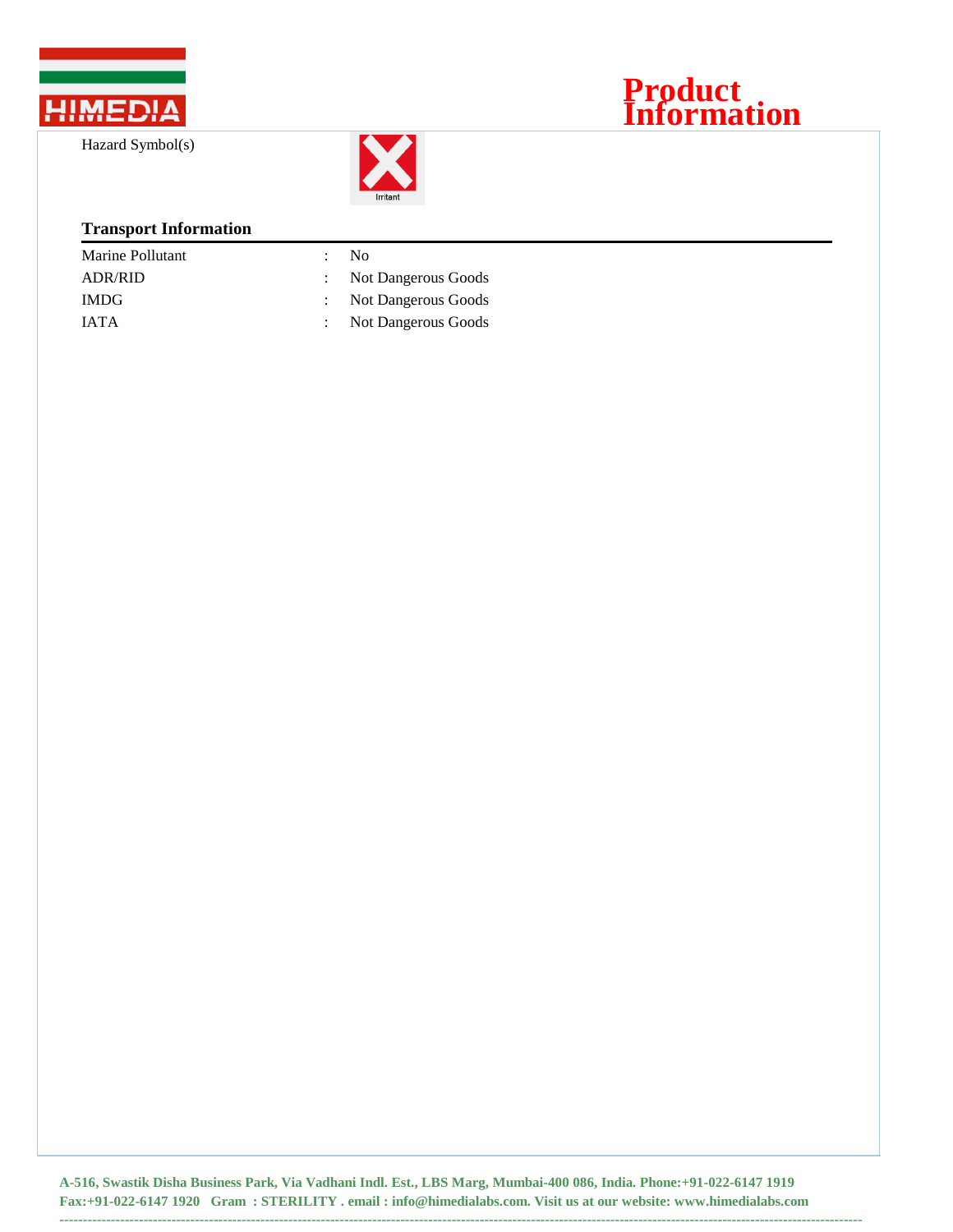Hazard Symbol(s)

Irritant

## Transport Information

| | | |
|---|---|---|
| Marine Pollutant | : | No |
| ADR/RID | : | Not Dangerous Goods |
| IMDG | : | Not Dangerous Goods |
| IATA | : | Not Dangerous Goods |